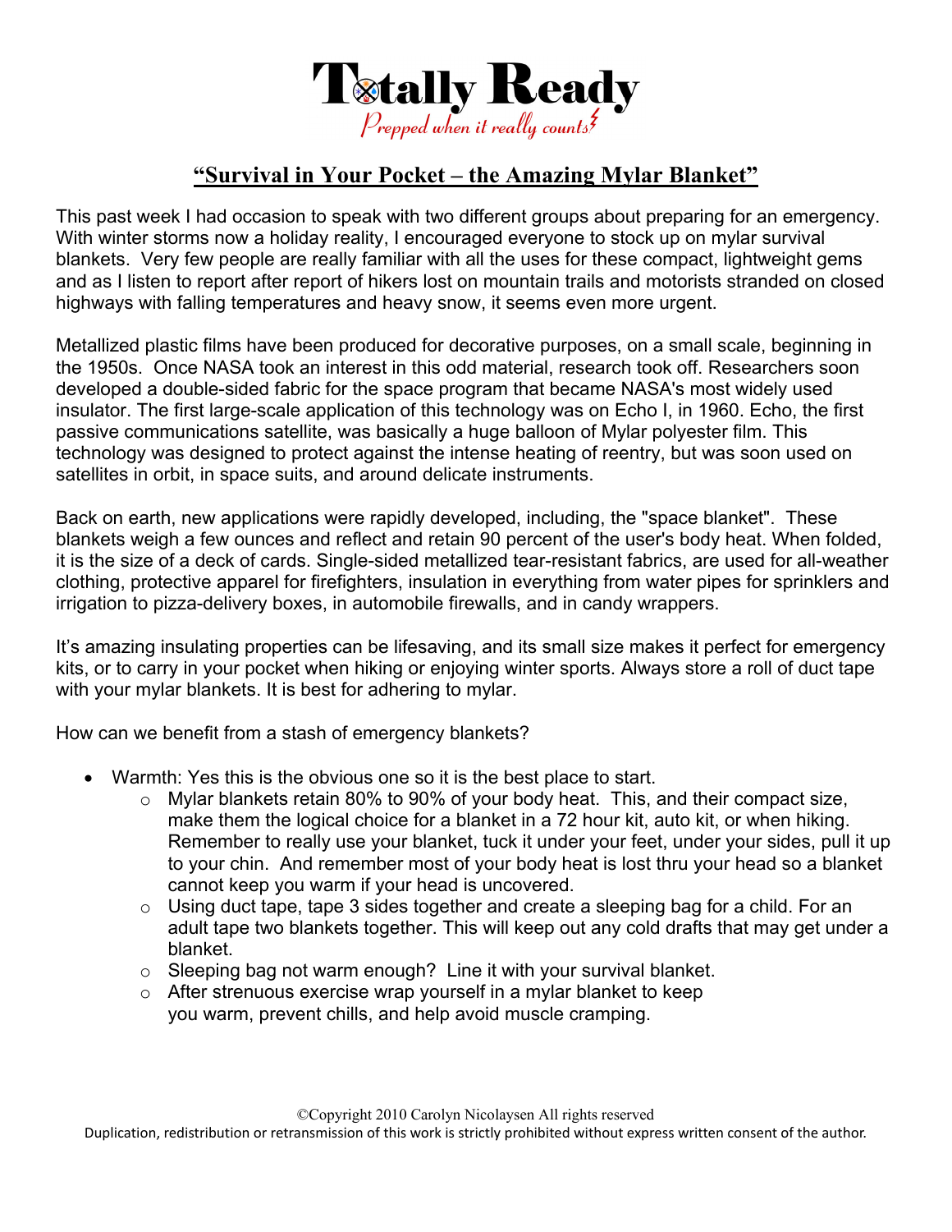# Totally Ready

*Prepped when it really counts*

## "Survival in Your Pocket – the Amazing Mylar Blanket"

This past week I had occasion to speak with two different groups about preparing for an emergency. With winter storms now a holiday reality, I encouraged everyone to stock up on mylar survival blankets. Very few people are really familiar with all the uses for these compact, lightweight gems and as I listen to report after report of hikers lost on mountain trails and motorists stranded on closed highways with falling temperatures and heavy snow, it seems even more urgent.

Metallized plastic films have been produced for decorative purposes, on a small scale, beginning in the 1950s. Once NASA took an interest in this odd material, research took off. Researchers soon developed a double-sided fabric for the space program that became NASA's most widely used insulator. The first large-scale application of this technology was on Echo I, in 1960. Echo, the first passive communications satellite, was basically a huge balloon of Mylar polyester film. This technology was designed to protect against the intense heating of reentry, but was soon used on satellites in orbit, in space suits, and around delicate instruments.

Back on earth, new applications were rapidly developed, including, the "space blanket". These blankets weigh a few ounces and reflect and retain 90 percent of the user's body heat. When folded, it is the size of a deck of cards. Single-sided metallized tear-resistant fabrics, are used for all-weather clothing, protective apparel for firefighters, insulation in everything from water pipes for sprinklers and irrigation to pizza-delivery boxes, in automobile firewalls, and in candy wrappers.

It's amazing insulating properties can be lifesaving, and its small size makes it perfect for emergency kits, or to carry in your pocket when hiking or enjoying winter sports. Always store a roll of duct tape with your mylar blankets. It is best for adhering to mylar.

How can we benefit from a stash of emergency blankets?

- Warmth: Yes this is the obvious one so it is the best place to start.
  - Mylar blankets retain 80% to 90% of your body heat. This, and their compact size, make them the logical choice for a blanket in a 72 hour kit, auto kit, or when hiking. Remember to really use your blanket, tuck it under your feet, under your sides, pull it up to your chin. And remember most of your body heat is lost thru your head so a blanket cannot keep you warm if your head is uncovered.
  - Using duct tape, tape 3 sides together and create a sleeping bag for a child. For an adult tape two blankets together. This will keep out any cold drafts that may get under a blanket.
  - Sleeping bag not warm enough? Line it with your survival blanket.
  - After strenuous exercise wrap yourself in a mylar blanket to keep you warm, prevent chills, and help avoid muscle cramping.

©Copyright 2010 Carolyn Nicolaysen All rights reserved

Duplication, redistribution or retransmission of this work is strictly prohibited without express written consent of the author.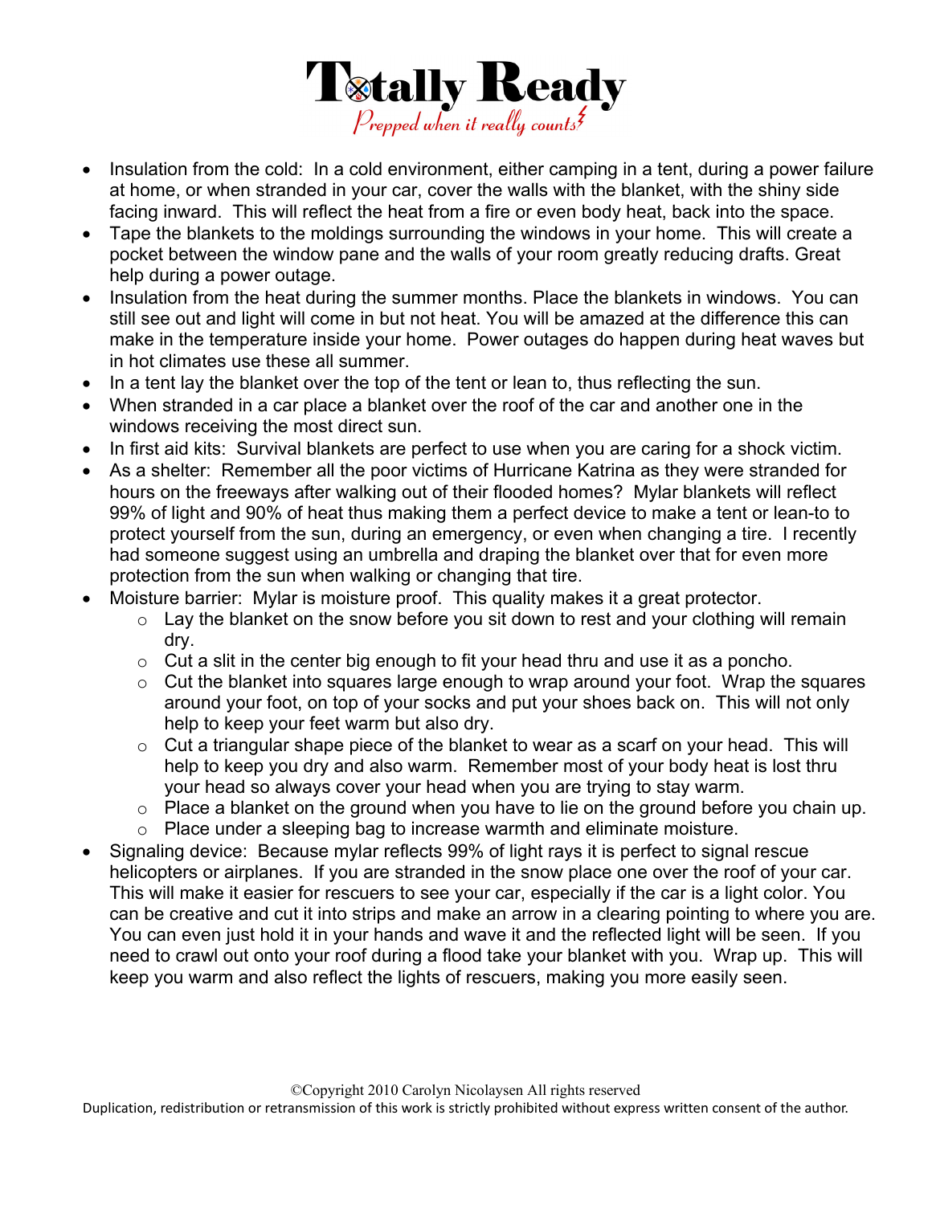- Insulation from the cold: In a cold environment, either camping in a tent, during a power failure at home, or when stranded in your car, cover the walls with the blanket, with the shiny side facing inward. This will reflect the heat from a fire or even body heat, back into the space.
- Tape the blankets to the moldings surrounding the windows in your home. This will create a pocket between the window pane and the walls of your room greatly reducing drafts. Great help during a power outage.
- Insulation from the heat during the summer months. Place the blankets in windows. You can still see out and light will come in but not heat. You will be amazed at the difference this can make in the temperature inside your home. Power outages do happen during heat waves but in hot climates use these all summer.
- In a tent lay the blanket over the top of the tent or lean to, thus reflecting the sun.
- When stranded in a car place a blanket over the roof of the car and another one in the windows receiving the most direct sun.
- In first aid kits: Survival blankets are perfect to use when you are caring for a shock victim.
- As a shelter: Remember all the poor victims of Hurricane Katrina as they were stranded for hours on the freeways after walking out of their flooded homes? Mylar blankets will reflect 99% of light and 90% of heat thus making them a perfect device to make a tent or lean-to to protect yourself from the sun, during an emergency, or even when changing a tire. I recently had someone suggest using an umbrella and draping the blanket over that for even more protection from the sun when walking or changing that tire.
- Moisture barrier: Mylar is moisture proof. This quality makes it a great protector.
  - Lay the blanket on the snow before you sit down to rest and your clothing will remain dry.
  - Cut a slit in the center big enough to fit your head thru and use it as a poncho.
  - Cut the blanket into squares large enough to wrap around your foot. Wrap the squares around your foot, on top of your socks and put your shoes back on. This will not only help to keep your feet warm but also dry.
  - Cut a triangular shape piece of the blanket to wear as a scarf on your head. This will help to keep you dry and also warm. Remember most of your body heat is lost thru your head so always cover your head when you are trying to stay warm.
  - Place a blanket on the ground when you have to lie on the ground before you chain up.
  - Place under a sleeping bag to increase warmth and eliminate moisture.
- Signaling device: Because mylar reflects 99% of light rays it is perfect to signal rescue helicopters or airplanes. If you are stranded in the snow place one over the roof of your car. This will make it easier for rescuers to see your car, especially if the car is a light color. You can be creative and cut it into strips and make an arrow in a clearing pointing to where you are. You can even just hold it in your hands and wave it and the reflected light will be seen. If you need to crawl out onto your roof during a flood take your blanket with you. Wrap up. This will keep you warm and also reflect the lights of rescuers, making you more easily seen.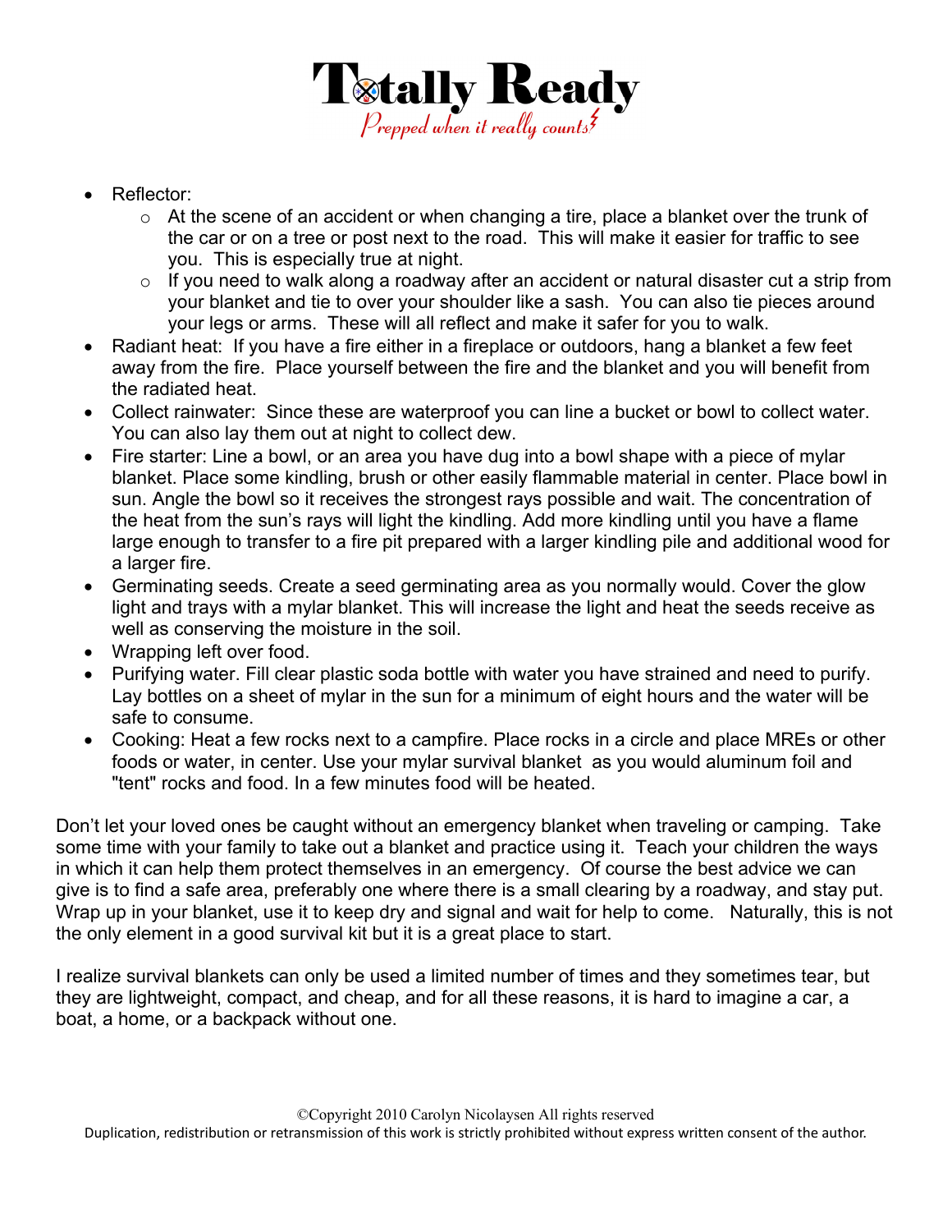- Reflector:
    - At the scene of an accident or when changing a tire, place a blanket over the trunk of the car or on a tree or post next to the road. This will make it easier for traffic to see you. This is especially true at night.
    - If you need to walk along a roadway after an accident or natural disaster cut a strip from your blanket and tie to over your shoulder like a sash. You can also tie pieces around your legs or arms. These will all reflect and make it safer for you to walk.
- Radiant heat: If you have a fire either in a fireplace or outdoors, hang a blanket a few feet away from the fire. Place yourself between the fire and the blanket and you will benefit from the radiated heat.
- Collect rainwater: Since these are waterproof you can line a bucket or bowl to collect water. You can also lay them out at night to collect dew.
- Fire starter: Line a bowl, or an area you have dug into a bowl shape with a piece of mylar blanket. Place some kindling, brush or other easily flammable material in center. Place bowl in sun. Angle the bowl so it receives the strongest rays possible and wait. The concentration of the heat from the sun's rays will light the kindling. Add more kindling until you have a flame large enough to transfer to a fire pit prepared with a larger kindling pile and additional wood for a larger fire.
- Germinating seeds. Create a seed germinating area as you normally would. Cover the glow light and trays with a mylar blanket. This will increase the light and heat the seeds receive as well as conserving the moisture in the soil.
- Wrapping left over food.
- Purifying water. Fill clear plastic soda bottle with water you have strained and need to purify. Lay bottles on a sheet of mylar in the sun for a minimum of eight hours and the water will be safe to consume.
- Cooking: Heat a few rocks next to a campfire. Place rocks in a circle and place MREs or other foods or water, in center. Use your mylar survival blanket as you would aluminum foil and "tent" rocks and food. In a few minutes food will be heated.

Don't let your loved ones be caught without an emergency blanket when traveling or camping. Take some time with your family to take out a blanket and practice using it. Teach your children the ways in which it can help them protect themselves in an emergency. Of course the best advice we can give is to find a safe area, preferably one where there is a small clearing by a roadway, and stay put. Wrap up in your blanket, use it to keep dry and signal and wait for help to come. Naturally, this is not the only element in a good survival kit but it is a great place to start.

I realize survival blankets can only be used a limited number of times and they sometimes tear, but they are lightweight, compact, and cheap, and for all these reasons, it is hard to imagine a car, a boat, a home, or a backpack without one.

©Copyright 2010 Carolyn Nicolaysen All rights reserved
Duplication, redistribution or retransmission of this work is strictly prohibited without express written consent of the author.